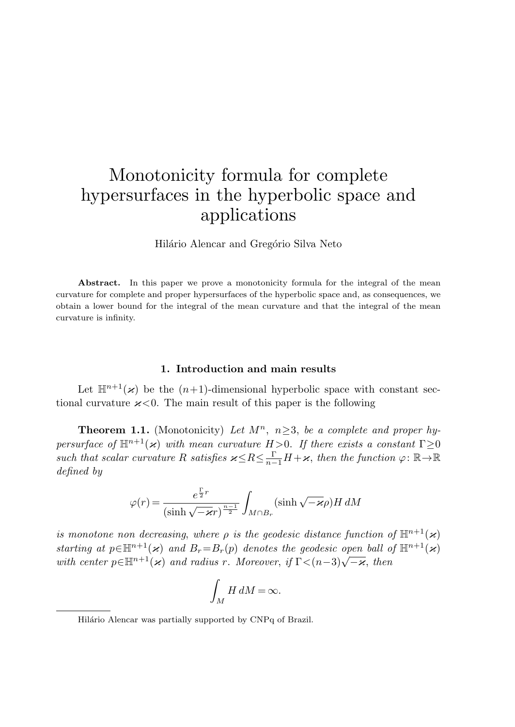# Monotonicity formula for complete hypersurfaces in the hyperbolic space and applications

Hilário Alencar and Gregório Silva Neto

**Abstract.** In this paper we prove a monotonicity formula for the integral of the mean curvature for complete and proper hypersurfaces of the hyperbolic space and, as consequences, we obtain a lower bound for the integral of the mean curvature and that the integral of the mean curvature is infinity.

## 1. Introduction and main results

Let $\mathbb{H}^{n+1}(\varkappa)$ be the $(n+1)$-dimensional hyperbolic space with constant sectional curvature $\varkappa<0$. The main result of this paper is the following

**Theorem 1.1.** (Monotonicity) *Let $M^n$, $n\geq 3$, be a complete and proper hypersurface of $\mathbb{H}^{n+1}(\varkappa)$ with mean curvature $H>0$. If there exists a constant $\Gamma\geq 0$ such that scalar curvature $R$ satisfies $\varkappa\leq R\leq \frac{\Gamma}{n-1}H+\varkappa$, then the function $\varphi\colon\mathbb{R}\to\mathbb{R}$ defined by*

$$\varphi(r)=\frac{e^{\frac{\Gamma}{2}r}}{(\sinh\sqrt{-\varkappa}r)^{\frac{n-1}{2}}}\int_{M\cap B_r}(\sinh\sqrt{-\varkappa}\rho)H\,dM$$

*is monotone non decreasing, where $\rho$ is the geodesic distance function of $\mathbb{H}^{n+1}(\varkappa)$ starting at $p\in\mathbb{H}^{n+1}(\varkappa)$ and $B_r=B_r(p)$ denotes the geodesic open ball of $\mathbb{H}^{n+1}(\varkappa)$ with center $p\in\mathbb{H}^{n+1}(\varkappa)$ and radius $r$. Moreover, if $\Gamma<(n-3)\sqrt{-\varkappa}$, then*

$$\int_M H\,dM=\infty.$$

Hilário Alencar was partially supported by CNPq of Brazil.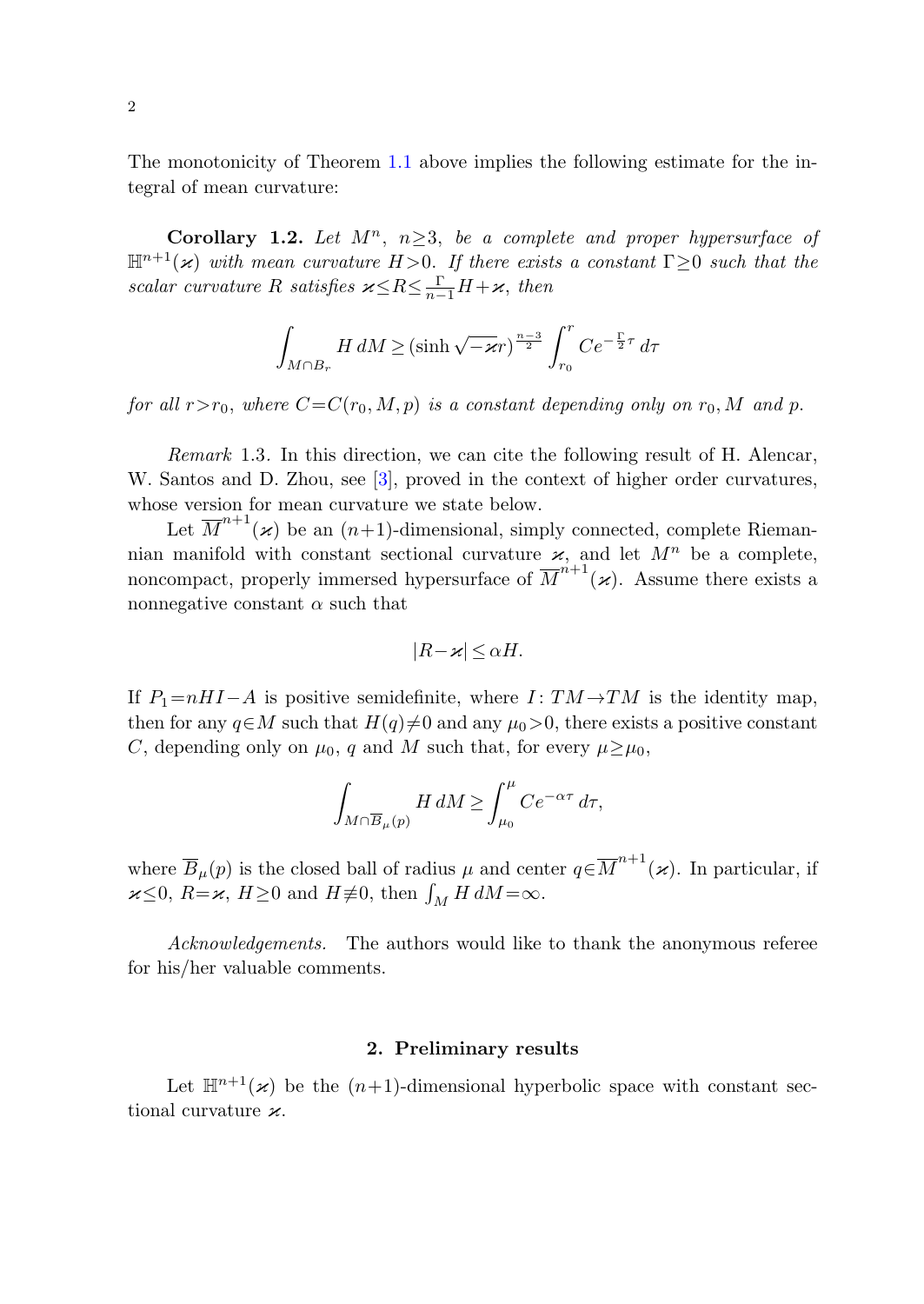The monotonicity of Theorem 1.1 above implies the following estimate for the integral of mean curvature:

**Corollary 1.2.** *Let $M^n$, $n\geq 3$, be a complete and proper hypersurface of $\mathbb{H}^{n+1}(\varkappa)$ with mean curvature $H>0$. If there exists a constant $\Gamma\geq 0$ such that the scalar curvature $R$ satisfies $\varkappa\leq R\leq \frac{\Gamma}{n-1}H+\varkappa$, then*

$$\int_{M\cap B_r} H\,dM \geq (\sinh\sqrt{-\varkappa}r)^{\frac{n-3}{2}}\int_{r_0}^{r} Ce^{-\frac{\Gamma}{2}\tau}\,d\tau$$

*for all $r>r_0$, where $C=C(r_0,M,p)$ is a constant depending only on $r_0, M$ and $p$.*

*Remark* 1.3. In this direction, we can cite the following result of H. Alencar, W. Santos and D. Zhou, see [3], proved in the context of higher order curvatures, whose version for mean curvature we state below.

Let $\overline{M}^{n+1}(\varkappa)$ be an $(n+1)$-dimensional, simply connected, complete Riemannian manifold with constant sectional curvature $\varkappa$, and let $M^n$ be a complete, noncompact, properly immersed hypersurface of $\overline{M}^{n+1}(\varkappa)$. Assume there exists a nonnegative constant $\alpha$ such that

$$|R-\varkappa|\leq \alpha H.$$

If $P_1=nHI-A$ is positive semidefinite, where $I\colon TM\to TM$ is the identity map, then for any $q\in M$ such that $H(q)\neq 0$ and any $\mu_0>0$, there exists a positive constant $C$, depending only on $\mu_0$, $q$ and $M$ such that, for every $\mu\geq\mu_0$,

$$\int_{M\cap\overline{B}_\mu(p)} H\,dM \geq \int_{\mu_0}^{\mu} Ce^{-\alpha\tau}\,d\tau,$$

where $\overline{B}_\mu(p)$ is the closed ball of radius $\mu$ and center $q\in\overline{M}^{n+1}(\varkappa)$. In particular, if $\varkappa\leq 0$, $R=\varkappa$, $H\geq 0$ and $H\not\equiv 0$, then $\int_M H\,dM=\infty$.

*Acknowledgements.* The authors would like to thank the anonymous referee for his/her valuable comments.

## 2. Preliminary results

Let $\mathbb{H}^{n+1}(\varkappa)$ be the $(n+1)$-dimensional hyperbolic space with constant sectional curvature $\varkappa$.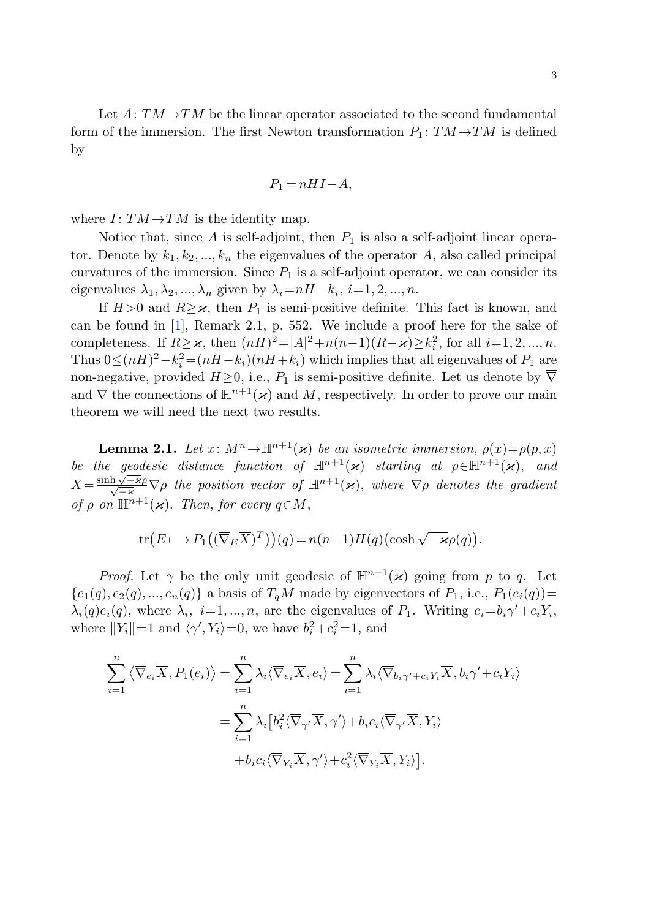Let $A\colon TM\to TM$ be the linear operator associated to the second fundamental form of the immersion. The first Newton transformation $P_1\colon TM\to TM$ is defined by

$$P_1 = nHI - A,$$

where $I\colon TM\to TM$ is the identity map.

Notice that, since $A$ is self-adjoint, then $P_1$ is also a self-adjoint linear operator. Denote by $k_1, k_2, ..., k_n$ the eigenvalues of the operator $A$, also called principal curvatures of the immersion. Since $P_1$ is a self-adjoint operator, we can consider its eigenvalues $\lambda_1, \lambda_2, ..., \lambda_n$ given by $\lambda_i = nH - k_i$, $i=1,2,...,n$.

If $H>0$ and $R\geq\varkappa$, then $P_1$ is semi-positive definite. This fact is known, and can be found in [1], Remark 2.1, p. 552. We include a proof here for the sake of completeness. If $R\geq\varkappa$, then $(nH)^2 = |A|^2 + n(n-1)(R-\varkappa)\geq k_i^2$, for all $i=1,2,...,n$. Thus $0\leq (nH)^2 - k_i^2 = (nH-k_i)(nH+k_i)$ which implies that all eigenvalues of $P_1$ are non-negative, provided $H\geq 0$, i.e., $P_1$ is semi-positive definite. Let us denote by $\overline{\nabla}$ and $\nabla$ the connections of $\mathbb{H}^{n+1}(\varkappa)$ and $M$, respectively. In order to prove our main theorem we will need the next two results.

**Lemma 2.1.** *Let $x\colon M^n\to\mathbb{H}^{n+1}(\varkappa)$ be an isometric immersion, $\rho(x)=\rho(p,x)$ be the geodesic distance function of $\mathbb{H}^{n+1}(\varkappa)$ starting at $p\in\mathbb{H}^{n+1}(\varkappa)$, and $\overline{X} = \frac{\sinh\sqrt{-\varkappa}\rho}{\sqrt{-\varkappa}}\overline{\nabla}\rho$ the position vector of $\mathbb{H}^{n+1}(\varkappa)$, where $\overline{\nabla}\rho$ denotes the gradient of $\rho$ on $\mathbb{H}^{n+1}(\varkappa)$. Then, for every $q\in M$,*

$$\operatorname{tr}\big(E\longmapsto P_1\big((\overline{\nabla}_E\overline{X})^T\big)\big)(q) = n(n-1)H(q)\big(\cosh\sqrt{-\varkappa}\rho(q)\big).$$

*Proof.* Let $\gamma$ be the only unit geodesic of $\mathbb{H}^{n+1}(\varkappa)$ going from $p$ to $q$. Let $\{e_1(q), e_2(q), ..., e_n(q)\}$ a basis of $T_qM$ made by eigenvectors of $P_1$, i.e., $P_1(e_i(q)) = \lambda_i(q)e_i(q)$, where $\lambda_i$, $i=1,...,n$, are the eigenvalues of $P_1$. Writing $e_i = b_i\gamma' + c_iY_i$, where $\|Y_i\|=1$ and $\langle\gamma', Y_i\rangle = 0$, we have $b_i^2 + c_i^2 = 1$, and

$$\begin{aligned}
\sum_{i=1}^{n}\big\langle\overline{\nabla}_{e_i}\overline{X}, P_1(e_i)\big\rangle &= \sum_{i=1}^{n}\lambda_i\langle\overline{\nabla}_{e_i}\overline{X}, e_i\rangle = \sum_{i=1}^{n}\lambda_i\langle\overline{\nabla}_{b_i\gamma'+c_iY_i}\overline{X}, b_i\gamma'+c_iY_i\rangle \\
&= \sum_{i=1}^{n}\lambda_i\big[b_i^2\langle\overline{\nabla}_{\gamma'}\overline{X},\gamma'\rangle + b_ic_i\langle\overline{\nabla}_{\gamma'}\overline{X}, Y_i\rangle \\
&\quad + b_ic_i\langle\overline{\nabla}_{Y_i}\overline{X},\gamma'\rangle + c_i^2\langle\overline{\nabla}_{Y_i}\overline{X}, Y_i\rangle\big].
\end{aligned}$$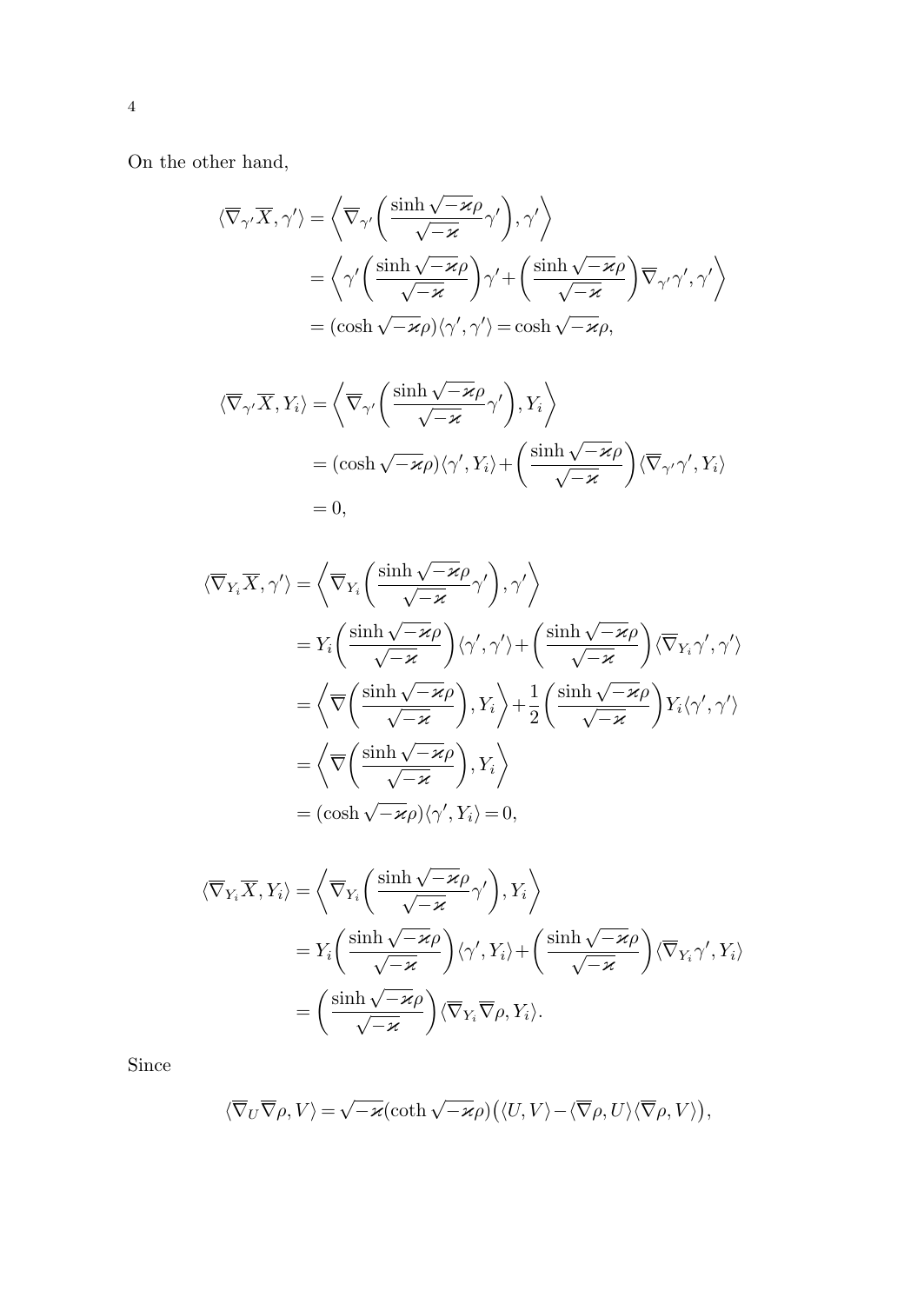On the other hand,

$$
\begin{aligned}
\langle \overline{\nabla}_{\gamma'} \overline{X}, \gamma' \rangle &= \left\langle \overline{\nabla}_{\gamma'} \left( \frac{\sinh \sqrt{-\varkappa}\rho}{\sqrt{-\varkappa}} \gamma' \right), \gamma' \right\rangle \\
&= \left\langle \gamma' \left( \frac{\sinh \sqrt{-\varkappa}\rho}{\sqrt{-\varkappa}} \right) \gamma' + \left( \frac{\sinh \sqrt{-\varkappa}\rho}{\sqrt{-\varkappa}} \right) \overline{\nabla}_{\gamma'} \gamma', \gamma' \right\rangle \\
&= (\cosh \sqrt{-\varkappa}\rho) \langle \gamma', \gamma' \rangle = \cosh \sqrt{-\varkappa}\rho,
\end{aligned}
$$

$$
\begin{aligned}
\langle \overline{\nabla}_{\gamma'} \overline{X}, Y_i \rangle &= \left\langle \overline{\nabla}_{\gamma'} \left( \frac{\sinh \sqrt{-\varkappa}\rho}{\sqrt{-\varkappa}} \gamma' \right), Y_i \right\rangle \\
&= (\cosh \sqrt{-\varkappa}\rho) \langle \gamma', Y_i \rangle + \left( \frac{\sinh \sqrt{-\varkappa}\rho}{\sqrt{-\varkappa}} \right) \langle \overline{\nabla}_{\gamma'} \gamma', Y_i \rangle \\
&= 0,
\end{aligned}
$$

$$
\begin{aligned}
\langle \overline{\nabla}_{Y_i} \overline{X}, \gamma' \rangle &= \left\langle \overline{\nabla}_{Y_i} \left( \frac{\sinh \sqrt{-\varkappa}\rho}{\sqrt{-\varkappa}} \gamma' \right), \gamma' \right\rangle \\
&= Y_i \left( \frac{\sinh \sqrt{-\varkappa}\rho}{\sqrt{-\varkappa}} \right) \langle \gamma', \gamma' \rangle + \left( \frac{\sinh \sqrt{-\varkappa}\rho}{\sqrt{-\varkappa}} \right) \langle \overline{\nabla}_{Y_i} \gamma', \gamma' \rangle \\
&= \left\langle \overline{\nabla} \left( \frac{\sinh \sqrt{-\varkappa}\rho}{\sqrt{-\varkappa}} \right), Y_i \right\rangle + \frac{1}{2} \left( \frac{\sinh \sqrt{-\varkappa}\rho}{\sqrt{-\varkappa}} \right) Y_i \langle \gamma', \gamma' \rangle \\
&= \left\langle \overline{\nabla} \left( \frac{\sinh \sqrt{-\varkappa}\rho}{\sqrt{-\varkappa}} \right), Y_i \right\rangle \\
&= (\cosh \sqrt{-\varkappa}\rho) \langle \gamma', Y_i \rangle = 0,
\end{aligned}
$$

$$
\begin{aligned}
\langle \overline{\nabla}_{Y_i} \overline{X}, Y_i \rangle &= \left\langle \overline{\nabla}_{Y_i} \left( \frac{\sinh \sqrt{-\varkappa}\rho}{\sqrt{-\varkappa}} \gamma' \right), Y_i \right\rangle \\
&= Y_i \left( \frac{\sinh \sqrt{-\varkappa}\rho}{\sqrt{-\varkappa}} \right) \langle \gamma', Y_i \rangle + \left( \frac{\sinh \sqrt{-\varkappa}\rho}{\sqrt{-\varkappa}} \right) \langle \overline{\nabla}_{Y_i} \gamma', Y_i \rangle \\
&= \left( \frac{\sinh \sqrt{-\varkappa}\rho}{\sqrt{-\varkappa}} \right) \langle \overline{\nabla}_{Y_i} \overline{\nabla} \rho, Y_i \rangle.
\end{aligned}
$$

Since

$$
\langle \overline{\nabla}_U \overline{\nabla} \rho, V \rangle = \sqrt{-\varkappa} (\coth \sqrt{-\varkappa}\rho) \big( \langle U, V \rangle - \langle \overline{\nabla} \rho, U \rangle \langle \overline{\nabla} \rho, V \rangle \big),
$$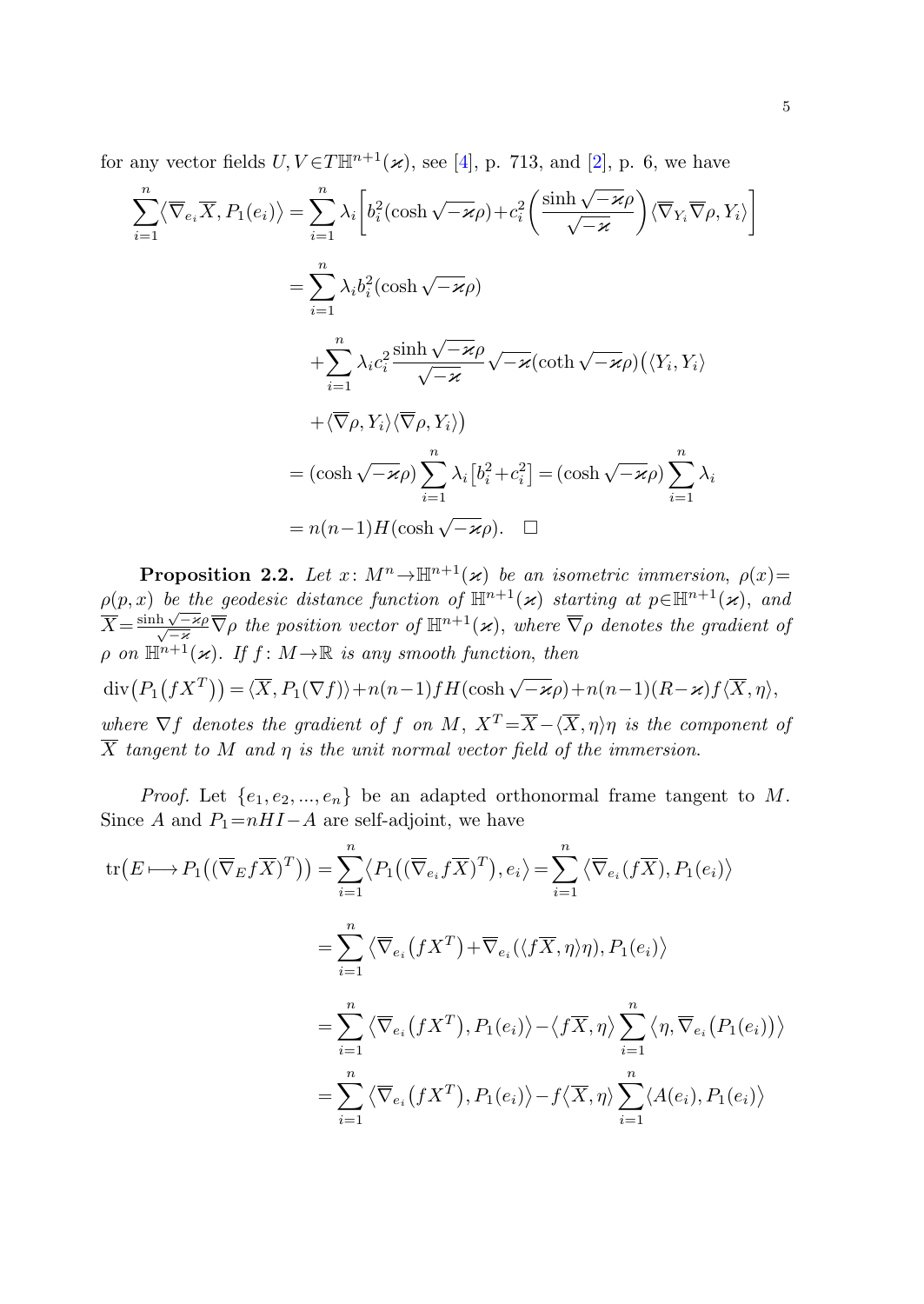for any vector fields $U,V\in T\mathbb{H}^{n+1}(\varkappa)$, see [4], p. 713, and [2], p. 6, we have

$$
\begin{aligned}
\sum_{i=1}^{n}\big\langle \overline{\nabla}_{e_i}\overline{X},P_1(e_i)\big\rangle &= \sum_{i=1}^{n}\lambda_i\bigg[b_i^2(\cosh\sqrt{-\varkappa}\rho)+c_i^2\bigg(\frac{\sinh\sqrt{-\varkappa}\rho}{\sqrt{-\varkappa}}\bigg)\langle\overline{\nabla}_{Y_i}\overline{\nabla}\rho,Y_i\rangle\bigg]\\
&= \sum_{i=1}^{n}\lambda_i b_i^2(\cosh\sqrt{-\varkappa}\rho)\\
&\quad+\sum_{i=1}^{n}\lambda_i c_i^2\frac{\sinh\sqrt{-\varkappa}\rho}{\sqrt{-\varkappa}}\sqrt{-\varkappa}(\coth\sqrt{-\varkappa}\rho)\big(\langle Y_i,Y_i\rangle\\
&\quad+\langle\overline{\nabla}\rho,Y_i\rangle\langle\overline{\nabla}\rho,Y_i\rangle\big)\\
&=(\cosh\sqrt{-\varkappa}\rho)\sum_{i=1}^{n}\lambda_i\big[b_i^2+c_i^2\big]=(\cosh\sqrt{-\varkappa}\rho)\sum_{i=1}^{n}\lambda_i\\
&=n(n-1)H(\cosh\sqrt{-\varkappa}\rho).\quad\square
\end{aligned}
$$

**Proposition 2.2.** *Let $x\colon M^n\to\mathbb{H}^{n+1}(\varkappa)$ be an isometric immersion, $\rho(x)=\rho(p,x)$ be the geodesic distance function of $\mathbb{H}^{n+1}(\varkappa)$ starting at $p\in\mathbb{H}^{n+1}(\varkappa)$, and $\overline{X}=\frac{\sinh\sqrt{-\varkappa}\rho}{\sqrt{-\varkappa}}\overline{\nabla}\rho$ the position vector of $\mathbb{H}^{n+1}(\varkappa)$, where $\overline{\nabla}\rho$ denotes the gradient of $\rho$ on $\mathbb{H}^{n+1}(\varkappa)$. If $f\colon M\to\mathbb{R}$ is any smooth function, then*

$$\operatorname{div}\big(P_1\big(fX^T\big)\big)=\langle\overline{X},P_1(\nabla f)\rangle+n(n-1)fH(\cosh\sqrt{-\varkappa}\rho)+n(n-1)(R-\varkappa)f\langle\overline{X},\eta\rangle,$$

*where $\nabla f$ denotes the gradient of $f$ on $M$, $X^T=\overline{X}-\langle\overline{X},\eta\rangle\eta$ is the component of $\overline{X}$ tangent to $M$ and $\eta$ is the unit normal vector field of the immersion.*

*Proof.* Let $\{e_1,e_2,\dots,e_n\}$ be an adapted orthonormal frame tangent to $M$. Since $A$ and $P_1=nHI-A$ are self-adjoint, we have

$$
\begin{aligned}
\operatorname{tr}\big(E\longmapsto P_1\big((\overline{\nabla}_E f\overline{X})^T\big)\big) &= \sum_{i=1}^{n}\big\langle P_1\big((\overline{\nabla}_{e_i}f\overline{X})^T\big),e_i\big\rangle=\sum_{i=1}^{n}\big\langle\overline{\nabla}_{e_i}(f\overline{X}),P_1(e_i)\big\rangle\\
&=\sum_{i=1}^{n}\big\langle\overline{\nabla}_{e_i}\big(fX^T\big)+\overline{\nabla}_{e_i}(\langle f\overline{X},\eta\rangle\eta),P_1(e_i)\big\rangle\\
&=\sum_{i=1}^{n}\big\langle\overline{\nabla}_{e_i}\big(fX^T\big),P_1(e_i)\big\rangle-\big\langle f\overline{X},\eta\big\rangle\sum_{i=1}^{n}\big\langle\eta,\overline{\nabla}_{e_i}\big(P_1(e_i)\big)\big\rangle\\
&=\sum_{i=1}^{n}\big\langle\overline{\nabla}_{e_i}\big(fX^T\big),P_1(e_i)\big\rangle-f\big\langle\overline{X},\eta\big\rangle\sum_{i=1}^{n}\langle A(e_i),P_1(e_i)\rangle
\end{aligned}
$$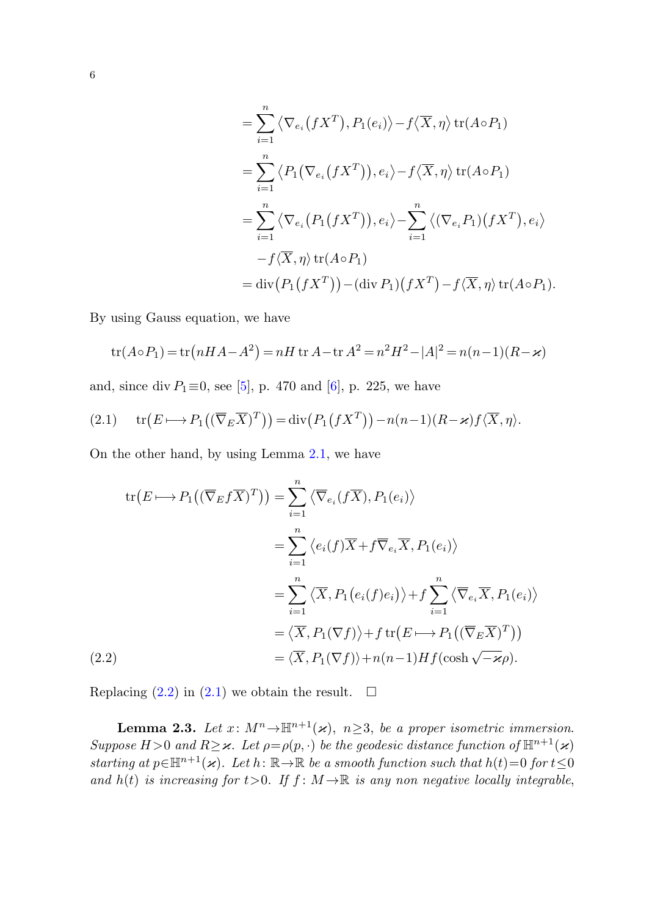$$
\begin{aligned}
&= \sum_{i=1}^{n} \left\langle \nabla_{e_i}\big(fX^T\big), P_1(e_i)\right\rangle - f\langle \overline{X}, \eta\rangle \operatorname{tr}(A\circ P_1)\\
&= \sum_{i=1}^{n} \left\langle P_1\big(\nabla_{e_i}\big(fX^T\big)\big), e_i\right\rangle - f\langle \overline{X}, \eta\rangle \operatorname{tr}(A\circ P_1)\\
&= \sum_{i=1}^{n} \left\langle \nabla_{e_i}\big(P_1\big(fX^T\big)\big), e_i\right\rangle - \sum_{i=1}^{n} \left\langle (\nabla_{e_i}P_1)\big(fX^T\big), e_i\right\rangle\\
&\quad - f\langle \overline{X}, \eta\rangle \operatorname{tr}(A\circ P_1)\\
&= \operatorname{div}\big(P_1\big(fX^T\big)\big) - (\operatorname{div} P_1)\big(fX^T\big) - f\langle \overline{X}, \eta\rangle \operatorname{tr}(A\circ P_1).
\end{aligned}
$$

By using Gauss equation, we have

$$
\operatorname{tr}(A\circ P_1) = \operatorname{tr}\big(nHA - A^2\big) = nH \operatorname{tr} A - \operatorname{tr} A^2 = n^2H^2 - |A|^2 = n(n-1)(R-\varkappa)
$$

and, since $\operatorname{div} P_1 \equiv 0$, see [5], p. 470 and [6], p. 225, we have

$$
\operatorname{tr}\big(E \longmapsto P_1\big((\overline{\nabla}_E \overline{X})^T\big)\big) = \operatorname{div}\big(P_1\big(fX^T\big)\big) - n(n-1)(R-\varkappa) f\langle \overline{X}, \eta\rangle. \tag{2.1}
$$

On the other hand, by using Lemma 2.1, we have

$$
\begin{aligned}
\operatorname{tr}\big(E \longmapsto P_1\big((\overline{\nabla}_E f\overline{X})^T\big)\big) &= \sum_{i=1}^{n} \left\langle \overline{\nabla}_{e_i}(f\overline{X}), P_1(e_i)\right\rangle\\
&= \sum_{i=1}^{n} \left\langle e_i(f)\overline{X} + f\overline{\nabla}_{e_i}\overline{X}, P_1(e_i)\right\rangle\\
&= \sum_{i=1}^{n} \left\langle \overline{X}, P_1\big(e_i(f)e_i\big)\right\rangle + f\sum_{i=1}^{n} \left\langle \overline{\nabla}_{e_i}\overline{X}, P_1(e_i)\right\rangle\\
&= \left\langle \overline{X}, P_1(\nabla f)\right\rangle + f \operatorname{tr}\big(E \longmapsto P_1\big((\overline{\nabla}_E \overline{X})^T\big)\big)\\
&= \langle \overline{X}, P_1(\nabla f)\rangle + n(n-1)Hf(\cosh\sqrt{-\varkappa}\rho).
\end{aligned} \tag{2.2}
$$

Replacing (2.2) in (2.1) we obtain the result. $\square$

**Lemma 2.3.** *Let $x\colon M^n \to \mathbb{H}^{n+1}(\varkappa)$, $n \geq 3$, be a proper isometric immersion. Suppose $H > 0$ and $R \geq \varkappa$. Let $\rho = \rho(p, \cdot)$ be the geodesic distance function of $\mathbb{H}^{n+1}(\varkappa)$ starting at $p \in \mathbb{H}^{n+1}(\varkappa)$. Let $h\colon \mathbb{R} \to \mathbb{R}$ be a smooth function such that $h(t) = 0$ for $t \leq 0$ and $h(t)$ is increasing for $t > 0$. If $f\colon M \to \mathbb{R}$ is any non negative locally integrable,*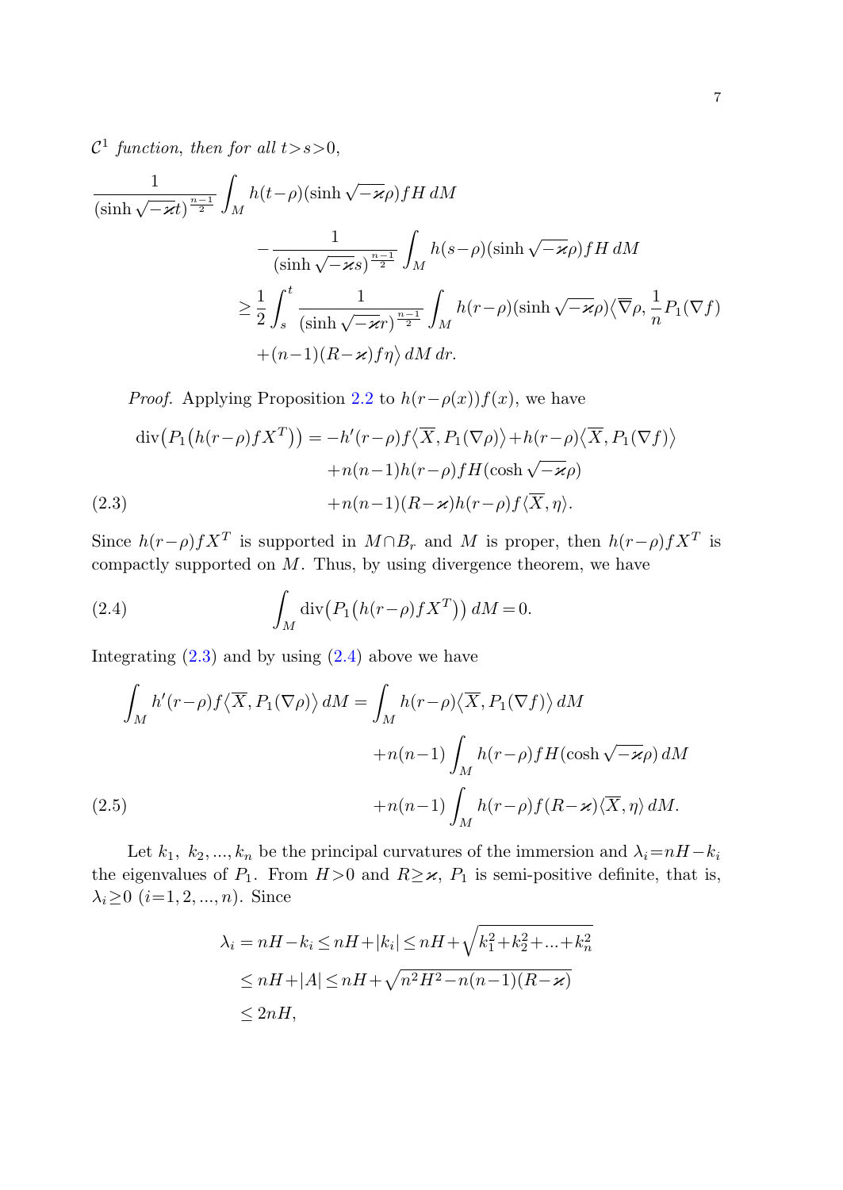$\mathcal{C}^1$ *function, then for all* $t>s>0$,

$$
\begin{aligned}
&\frac{1}{(\sinh\sqrt{-\varkappa}t)^{\frac{n-1}{2}}}\int_M h(t-\rho)(\sinh\sqrt{-\varkappa}\rho)fH\,dM\\
&\qquad\qquad -\frac{1}{(\sinh\sqrt{-\varkappa}s)^{\frac{n-1}{2}}}\int_M h(s-\rho)(\sinh\sqrt{-\varkappa}\rho)fH\,dM\\
&\qquad\geq \frac{1}{2}\int_s^t \frac{1}{(\sinh\sqrt{-\varkappa}r)^{\frac{n-1}{2}}}\int_M h(r-\rho)(\sinh\sqrt{-\varkappa}\rho)\big\langle\overline{\nabla}\rho, \frac{1}{n}P_1(\nabla f)\\
&\qquad\qquad +(n-1)(R-\varkappa)f\eta\big\rangle\,dM\,dr.
\end{aligned}
$$

*Proof.* Applying Proposition 2.2 to $h(r-\rho(x))f(x)$, we have

$$
\begin{aligned}
\operatorname{div}\big(P_1\big(h(r-\rho)fX^T\big)\big) &= -h'(r-\rho)f\big\langle\overline{X}, P_1(\nabla\rho)\big\rangle + h(r-\rho)\big\langle\overline{X}, P_1(\nabla f)\big\rangle\\
&\quad + n(n-1)h(r-\rho)fH(\cosh\sqrt{-\varkappa}\rho)\\
&\quad + n(n-1)(R-\varkappa)h(r-\rho)f\langle\overline{X},\eta\rangle. \qquad (2.3)
\end{aligned}
$$

Since $h(r-\rho)fX^T$ is supported in $M\cap B_r$ and $M$ is proper, then $h(r-\rho)fX^T$ is compactly supported on $M$. Thus, by using divergence theorem, we have

$$
\int_M \operatorname{div}\big(P_1\big(h(r-\rho)fX^T\big)\big)\,dM = 0. \qquad (2.4)
$$

Integrating (2.3) and by using (2.4) above we have

$$
\begin{aligned}
\int_M h'(r-\rho)f\big\langle\overline{X}, P_1(\nabla\rho)\big\rangle\,dM &= \int_M h(r-\rho)\big\langle\overline{X}, P_1(\nabla f)\big\rangle\,dM\\
&\quad + n(n-1)\int_M h(r-\rho)fH(\cosh\sqrt{-\varkappa}\rho)\,dM\\
&\quad + n(n-1)\int_M h(r-\rho)f(R-\varkappa)\langle\overline{X},\eta\rangle\,dM. \qquad (2.5)
\end{aligned}
$$

Let $k_1,\ k_2, ..., k_n$ be the principal curvatures of the immersion and $\lambda_i = nH - k_i$ the eigenvalues of $P_1$. From $H>0$ and $R\geq\varkappa$, $P_1$ is semi-positive definite, that is, $\lambda_i\geq 0$ $(i=1,2,...,n)$. Since

$$
\begin{aligned}
\lambda_i = nH - k_i &\leq nH + |k_i| \leq nH + \sqrt{k_1^2+k_2^2+...+k_n^2}\\
&\leq nH + |A| \leq nH + \sqrt{n^2H^2 - n(n-1)(R-\varkappa)}\\
&\leq 2nH,
\end{aligned}
$$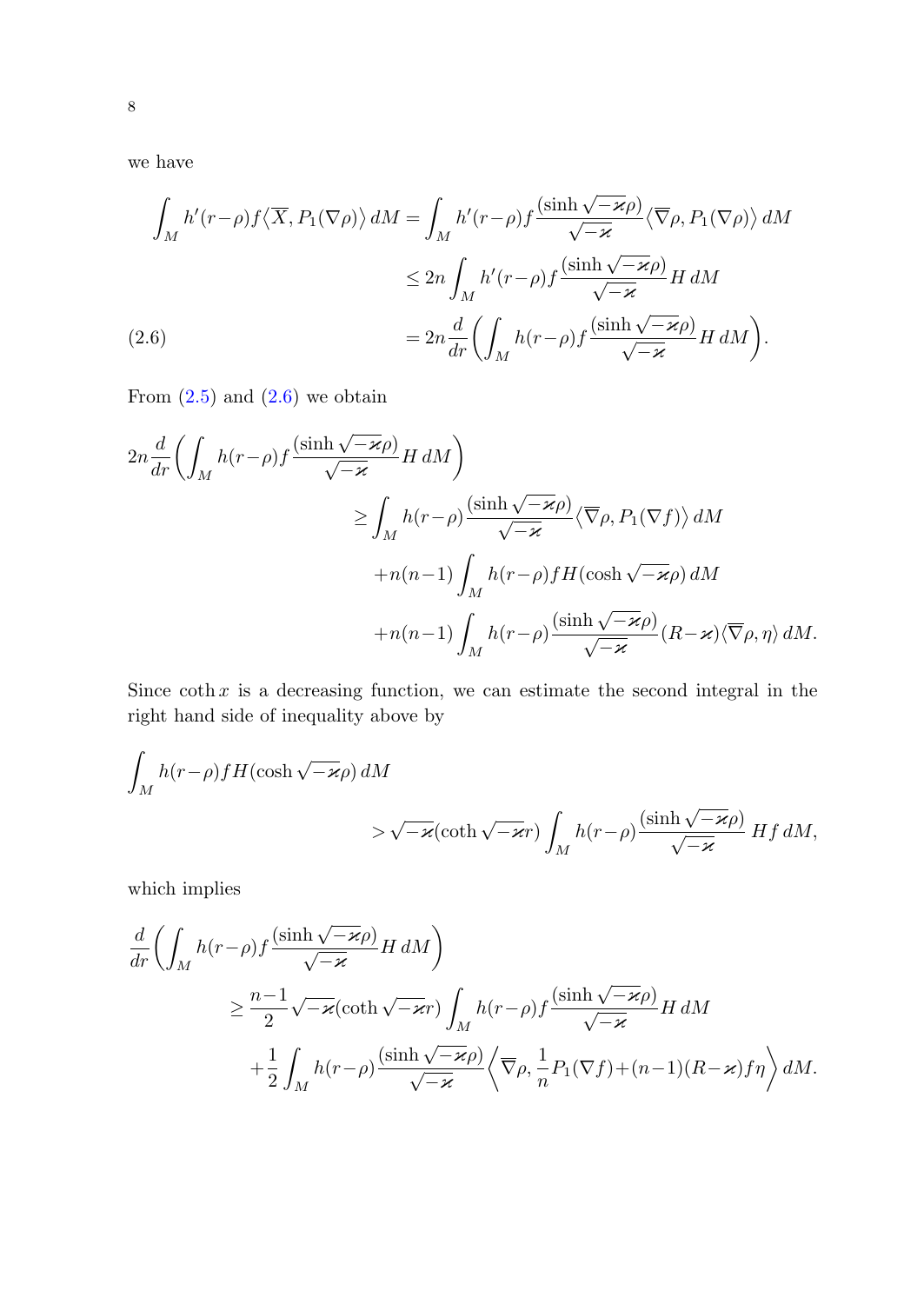we have

$$
\begin{aligned}
\int_M h'(r-\rho) f \langle \overline{X}, P_1(\nabla\rho)\rangle \, dM &= \int_M h'(r-\rho) f \frac{(\sinh\sqrt{-\varkappa}\rho)}{\sqrt{-\varkappa}} \langle \overline{\nabla}\rho, P_1(\nabla\rho)\rangle \, dM \\
&\leq 2n \int_M h'(r-\rho) f \frac{(\sinh\sqrt{-\varkappa}\rho)}{\sqrt{-\varkappa}} H \, dM \\
&= 2n \frac{d}{dr}\bigg( \int_M h(r-\rho) f \frac{(\sinh\sqrt{-\varkappa}\rho)}{\sqrt{-\varkappa}} H \, dM \bigg). \qquad (2.6)
\end{aligned}
$$

From (2.5) and (2.6) we obtain

$$
\begin{aligned}
2n \frac{d}{dr}\bigg( \int_M h(r-\rho) f \frac{(\sinh\sqrt{-\varkappa}\rho)}{\sqrt{-\varkappa}} H \, dM \bigg)& \\
\geq \int_M h(r-\rho) \frac{(\sinh\sqrt{-\varkappa}\rho)}{\sqrt{-\varkappa}} \langle \overline{\nabla}\rho, P_1(\nabla f)\rangle \, dM& \\
+ n(n-1) \int_M h(r-\rho) f H (\cosh\sqrt{-\varkappa}\rho) \, dM& \\
+ n(n-1) \int_M h(r-\rho) \frac{(\sinh\sqrt{-\varkappa}\rho)}{\sqrt{-\varkappa}} (R-\varkappa) \langle \overline{\nabla}\rho, \eta\rangle \, dM&.
\end{aligned}
$$

Since $\coth x$ is a decreasing function, we can estimate the second integral in the right hand side of inequality above by

$$
\begin{aligned}
\int_M h(r-\rho) f H (\cosh\sqrt{-\varkappa}\rho) \, dM& \\
> \sqrt{-\varkappa}(\coth\sqrt{-\varkappa} r) \int_M h(r-\rho) \frac{(\sinh\sqrt{-\varkappa}\rho)}{\sqrt{-\varkappa}} \, H f \, dM&,
\end{aligned}
$$

which implies

$$
\begin{aligned}
\frac{d}{dr}\bigg( \int_M h(r-\rho) f \frac{(\sinh\sqrt{-\varkappa}\rho)}{\sqrt{-\varkappa}} H \, dM \bigg)& \\
\geq \frac{n-1}{2} \sqrt{-\varkappa}(\coth\sqrt{-\varkappa} r) \int_M h(r-\rho) f \frac{(\sinh\sqrt{-\varkappa}\rho)}{\sqrt{-\varkappa}} H \, dM& \\
+ \frac{1}{2} \int_M h(r-\rho) \frac{(\sinh\sqrt{-\varkappa}\rho)}{\sqrt{-\varkappa}} \bigg\langle \overline{\nabla}\rho, \frac{1}{n} P_1(\nabla f) + (n-1)(R-\varkappa) f \eta \bigg\rangle \, dM&.
\end{aligned}
$$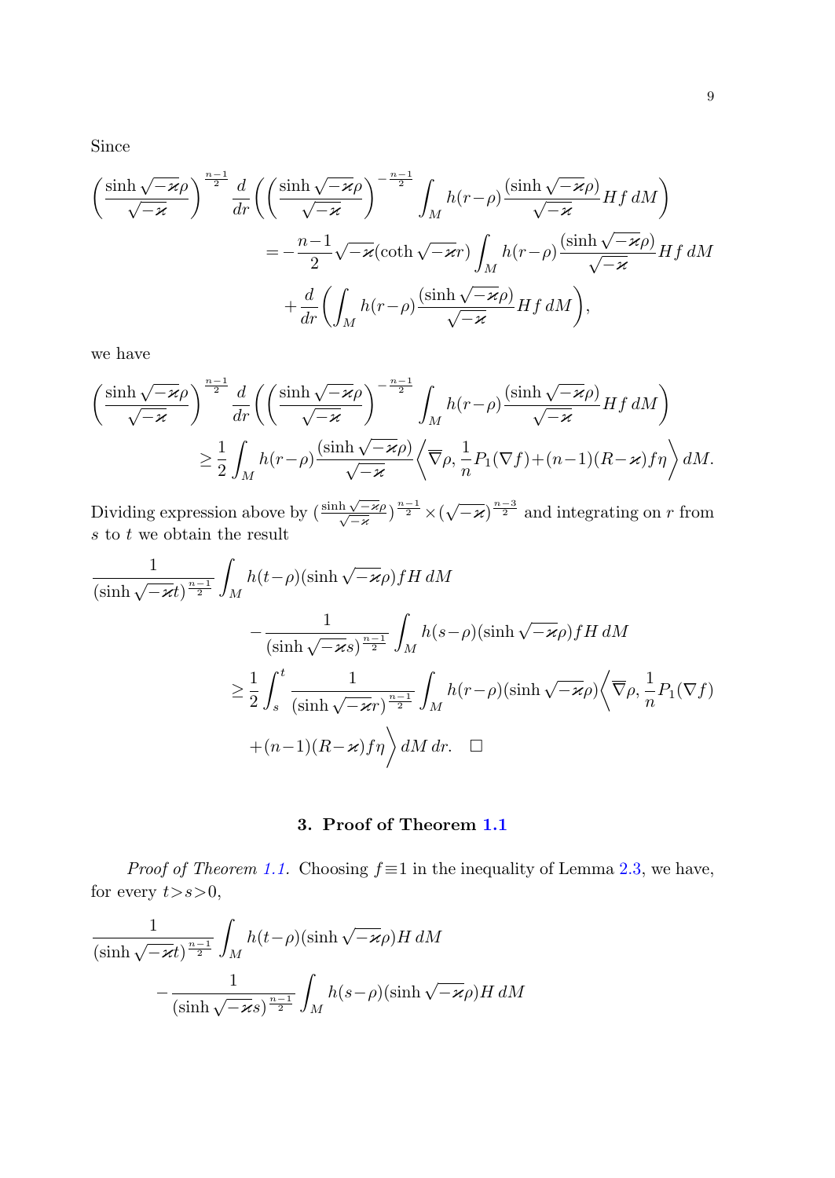Since

$$
\begin{aligned}
\left(\frac{\sinh\sqrt{-\varkappa}\rho}{\sqrt{-\varkappa}}\right)^{\frac{n-1}{2}}\frac{d}{dr}\Bigg(\left(\frac{\sinh\sqrt{-\varkappa}\rho}{\sqrt{-\varkappa}}\right)^{-\frac{n-1}{2}}&\int_M h(r-\rho)\frac{(\sinh\sqrt{-\varkappa}\rho)}{\sqrt{-\varkappa}}Hf\,dM\Bigg)\\
&=-\frac{n-1}{2}\sqrt{-\varkappa}(\coth\sqrt{-\varkappa}r)\int_M h(r-\rho)\frac{(\sinh\sqrt{-\varkappa}\rho)}{\sqrt{-\varkappa}}Hf\,dM\\
&\quad+\frac{d}{dr}\Bigg(\int_M h(r-\rho)\frac{(\sinh\sqrt{-\varkappa}\rho)}{\sqrt{-\varkappa}}Hf\,dM\Bigg),
\end{aligned}
$$

we have

$$
\begin{aligned}
\left(\frac{\sinh\sqrt{-\varkappa}\rho}{\sqrt{-\varkappa}}\right)^{\frac{n-1}{2}}\frac{d}{dr}\Bigg(\left(\frac{\sinh\sqrt{-\varkappa}\rho}{\sqrt{-\varkappa}}\right)^{-\frac{n-1}{2}}&\int_M h(r-\rho)\frac{(\sinh\sqrt{-\varkappa}\rho)}{\sqrt{-\varkappa}}Hf\,dM\Bigg)\\
&\geq\frac{1}{2}\int_M h(r-\rho)\frac{(\sinh\sqrt{-\varkappa}\rho)}{\sqrt{-\varkappa}}\Big\langle\overline{\nabla}\rho,\frac{1}{n}P_1(\nabla f)+(n-1)(R-\varkappa)f\eta\Big\rangle\,dM.
\end{aligned}
$$

Dividing expression above by $(\frac{\sinh\sqrt{-\varkappa}\rho}{\sqrt{-\varkappa}})^{\frac{n-1}{2}}\times(\sqrt{-\varkappa})^{\frac{n-3}{2}}$ and integrating on $r$ from $s$ to $t$ we obtain the result

$$
\begin{aligned}
\frac{1}{(\sinh\sqrt{-\varkappa}t)^{\frac{n-1}{2}}}&\int_M h(t-\rho)(\sinh\sqrt{-\varkappa}\rho)fH\,dM\\
&-\frac{1}{(\sinh\sqrt{-\varkappa}s)^{\frac{n-1}{2}}}\int_M h(s-\rho)(\sinh\sqrt{-\varkappa}\rho)fH\,dM\\
&\geq\frac{1}{2}\int_s^t\frac{1}{(\sinh\sqrt{-\varkappa}r)^{\frac{n-1}{2}}}\int_M h(r-\rho)(\sinh\sqrt{-\varkappa}\rho)\Big\langle\overline{\nabla}\rho,\frac{1}{n}P_1(\nabla f)\\
&\quad+(n-1)(R-\varkappa)f\eta\Big\rangle\,dM\,dr.\quad\square
\end{aligned}
$$

## 3. Proof of Theorem 1.1

*Proof of Theorem 1.1.* Choosing $f\equiv 1$ in the inequality of Lemma 2.3, we have, for every $t>s>0$,

$$
\begin{aligned}
\frac{1}{(\sinh\sqrt{-\varkappa}t)^{\frac{n-1}{2}}}&\int_M h(t-\rho)(\sinh\sqrt{-\varkappa}\rho)H\,dM\\
&-\frac{1}{(\sinh\sqrt{-\varkappa}s)^{\frac{n-1}{2}}}\int_M h(s-\rho)(\sinh\sqrt{-\varkappa}\rho)H\,dM
\end{aligned}
$$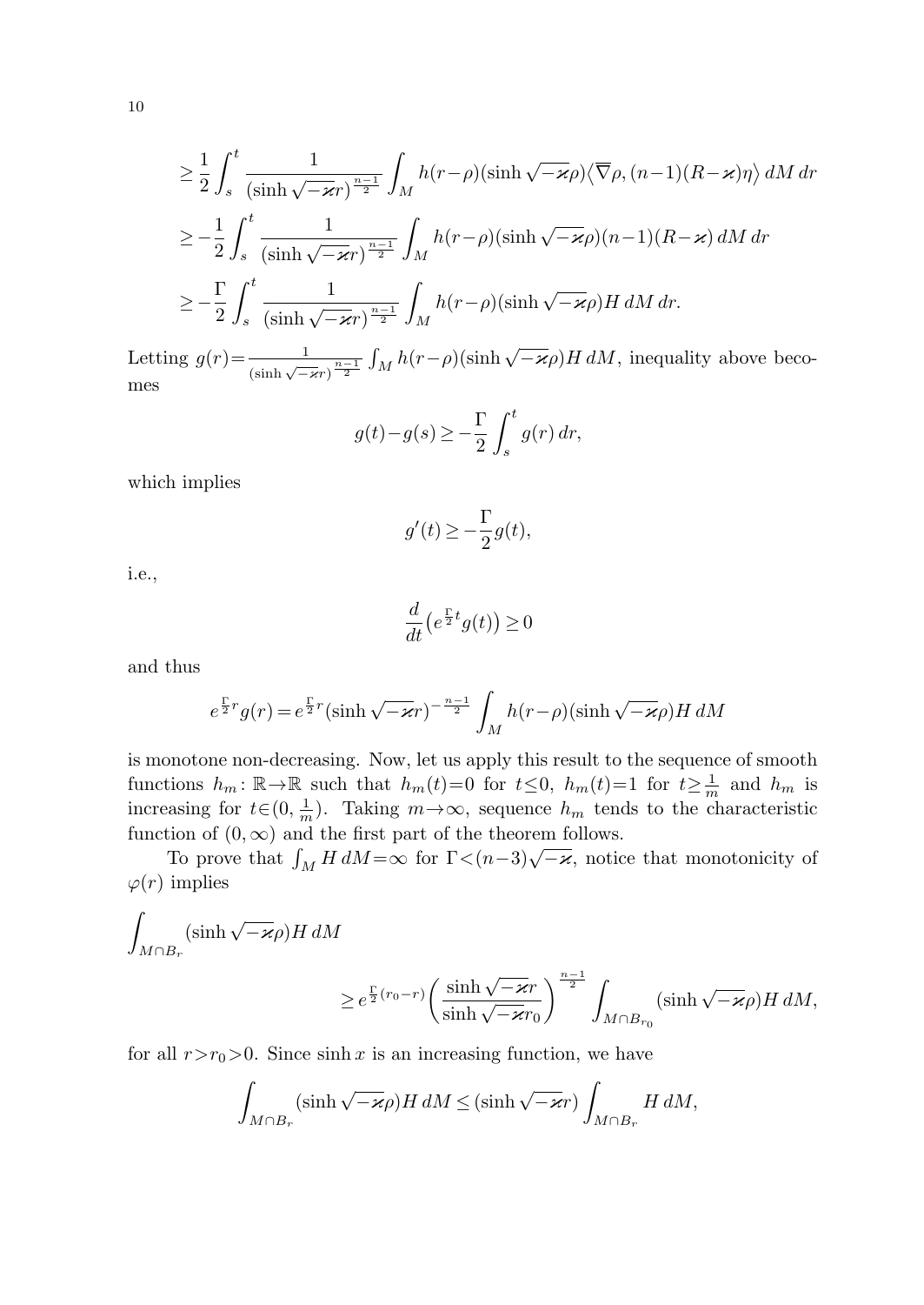$$
\geq \frac{1}{2}\int_s^t \frac{1}{(\sinh\sqrt{-\varkappa}r)^{\frac{n-1}{2}}}\int_M h(r-\rho)(\sinh\sqrt{-\varkappa}\rho)\big\langle\overline{\nabla}\rho,(n-1)(R-\varkappa)\eta\big\rangle\,dM\,dr
$$

$$
\geq -\frac{1}{2}\int_s^t \frac{1}{(\sinh\sqrt{-\varkappa}r)^{\frac{n-1}{2}}}\int_M h(r-\rho)(\sinh\sqrt{-\varkappa}\rho)(n-1)(R-\varkappa)\,dM\,dr
$$

$$
\geq -\frac{\Gamma}{2}\int_s^t \frac{1}{(\sinh\sqrt{-\varkappa}r)^{\frac{n-1}{2}}}\int_M h(r-\rho)(\sinh\sqrt{-\varkappa}\rho)H\,dM\,dr.
$$

Letting $g(r)=\frac{1}{(\sinh\sqrt{-\varkappa}r)^{\frac{n-1}{2}}}\int_M h(r-\rho)(\sinh\sqrt{-\varkappa}\rho)H\,dM$, inequality above becomes

$$
g(t)-g(s)\geq -\frac{\Gamma}{2}\int_s^t g(r)\,dr,
$$

which implies

$$
g'(t)\geq -\frac{\Gamma}{2}g(t),
$$

i.e.,

$$
\frac{d}{dt}\big(e^{\frac{\Gamma}{2}t}g(t)\big)\geq 0
$$

and thus

$$
e^{\frac{\Gamma}{2}r}g(r)=e^{\frac{\Gamma}{2}r}(\sinh\sqrt{-\varkappa}r)^{-\frac{n-1}{2}}\int_M h(r-\rho)(\sinh\sqrt{-\varkappa}\rho)H\,dM
$$

is monotone non-decreasing. Now, let us apply this result to the sequence of smooth functions $h_m\colon\mathbb{R}\to\mathbb{R}$ such that $h_m(t)=0$ for $t\leq 0$, $h_m(t)=1$ for $t\geq\frac{1}{m}$ and $h_m$ is increasing for $t\in(0,\frac{1}{m})$. Taking $m\to\infty$, sequence $h_m$ tends to the characteristic function of $(0,\infty)$ and the first part of the theorem follows.

To prove that $\int_M H\,dM=\infty$ for $\Gamma<(n-3)\sqrt{-\varkappa}$, notice that monotonicity of $\varphi(r)$ implies

$$
\int_{M\cap B_r}(\sinh\sqrt{-\varkappa}\rho)H\,dM
\geq e^{\frac{\Gamma}{2}(r_0-r)}\left(\frac{\sinh\sqrt{-\varkappa}r}{\sinh\sqrt{-\varkappa}r_0}\right)^{\frac{n-1}{2}}\int_{M\cap B_{r_0}}(\sinh\sqrt{-\varkappa}\rho)H\,dM,
$$

for all $r>r_0>0$. Since $\sinh x$ is an increasing function, we have

$$
\int_{M\cap B_r}(\sinh\sqrt{-\varkappa}\rho)H\,dM\leq(\sinh\sqrt{-\varkappa}r)\int_{M\cap B_r}H\,dM,
$$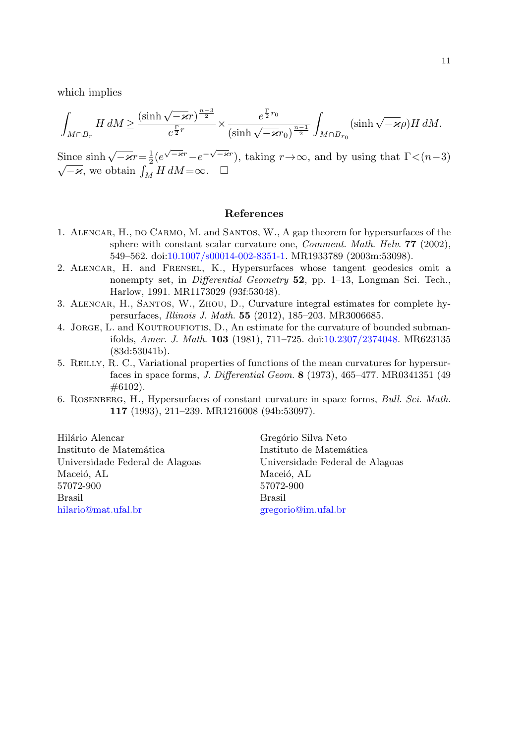which implies

$$\int_{M\cap B_r} H\,dM \geq \frac{(\sinh\sqrt{-\varkappa}r)^{\frac{n-3}{2}}}{e^{\frac{\Gamma}{2}r}} \times \frac{e^{\frac{\Gamma}{2}r_0}}{(\sinh\sqrt{-\varkappa}r_0)^{\frac{n-1}{2}}} \int_{M\cap B_{r_0}} (\sinh\sqrt{-\varkappa}\rho)H\,dM.$$

Since $\sinh\sqrt{-\varkappa}r = \frac{1}{2}(e^{\sqrt{-\varkappa}r} - e^{-\sqrt{-\varkappa}r})$, taking $r\to\infty$, and by using that $\Gamma<(n-3)\sqrt{-\varkappa}$, we obtain $\int_M H\,dM = \infty$. $\square$

## References

1. Alencar, H., do Carmo, M. and Santos, W., A gap theorem for hypersurfaces of the sphere with constant scalar curvature one, *Comment. Math. Helv.* **77** (2002), 549–562. doi:10.1007/s00014-002-8351-1. MR1933789 (2003m:53098).
2. Alencar, H. and Frensel, K., Hypersurfaces whose tangent geodesics omit a nonempty set, in *Differential Geometry* **52**, pp. 1–13, Longman Sci. Tech., Harlow, 1991. MR1173029 (93f:53048).
3. Alencar, H., Santos, W., Zhou, D., Curvature integral estimates for complete hypersurfaces, *Illinois J. Math.* **55** (2012), 185–203. MR3006685.
4. Jorge, L. and Koutroufiotis, D., An estimate for the curvature of bounded submanifolds, *Amer. J. Math.* **103** (1981), 711–725. doi:10.2307/2374048. MR623135 (83d:53041b).
5. Reilly, R. C., Variational properties of functions of the mean curvatures for hypersurfaces in space forms, *J. Differential Geom.* **8** (1973), 465–477. MR0341351 (49 #6102).
6. Rosenberg, H., Hypersurfaces of constant curvature in space forms, *Bull. Sci. Math.* **117** (1993), 211–239. MR1216008 (94b:53097).

Hilário Alencar
Instituto de Matemática
Universidade Federal de Alagoas
Maceió, AL
57072-900
Brasil
hilario@mat.ufal.br

Gregório Silva Neto
Instituto de Matemática
Universidade Federal de Alagoas
Maceió, AL
57072-900
Brasil
gregorio@im.ufal.br